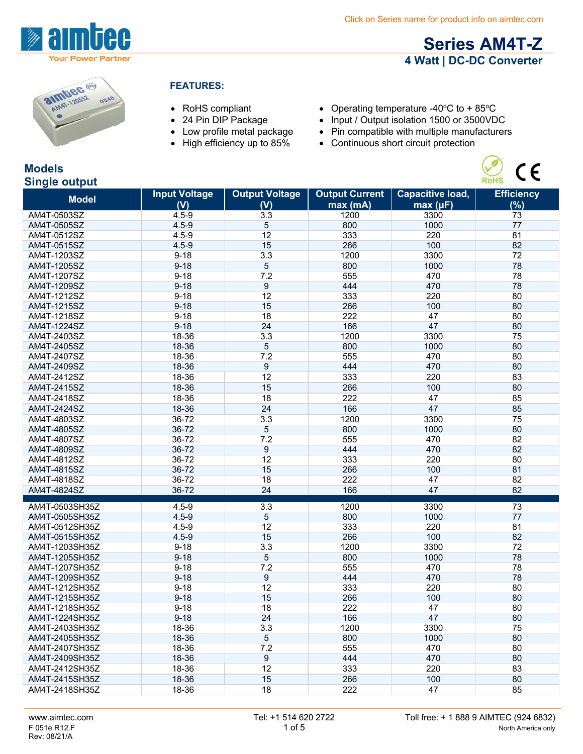Click on Series name for product info on aimtec.com

# Series AM4T-Z

## 4 Watt | DC-DC Converter

### FEATURES:

- RoHS compliant
- 24 Pin DIP Package
- Low profile metal package
- High efficiency up to 85%
- Operating temperature -40ºC to + 85ºC
- Input / Output isolation 1500 or 3500VDC
- Pin compatible with multiple manufacturers
- Continuous short circuit protection

## Models

### Single output

| Model | Input Voltage (V) | Output Voltage (V) | Output Current max (mA) | Capacitive load, max (µF) | Efficiency (%) |
|---|---|---|---|---|---|
| AM4T-0503SZ | 4.5-9 | 3.3 | 1200 | 3300 | 73 |
| AM4T-0505SZ | 4.5-9 | 5 | 800 | 1000 | 77 |
| AM4T-0512SZ | 4.5-9 | 12 | 333 | 220 | 81 |
| AM4T-0515SZ | 4.5-9 | 15 | 266 | 100 | 82 |
| AM4T-1203SZ | 9-18 | 3.3 | 1200 | 3300 | 72 |
| AM4T-1205SZ | 9-18 | 5 | 800 | 1000 | 78 |
| AM4T-1207SZ | 9-18 | 7.2 | 555 | 470 | 78 |
| AM4T-1209SZ | 9-18 | 9 | 444 | 470 | 78 |
| AM4T-1212SZ | 9-18 | 12 | 333 | 220 | 80 |
| AM4T-1215SZ | 9-18 | 15 | 266 | 100 | 80 |
| AM4T-1218SZ | 9-18 | 18 | 222 | 47 | 80 |
| AM4T-1224SZ | 9-18 | 24 | 166 | 47 | 80 |
| AM4T-2403SZ | 18-36 | 3.3 | 1200 | 3300 | 75 |
| AM4T-2405SZ | 18-36 | 5 | 800 | 1000 | 80 |
| AM4T-2407SZ | 18-36 | 7.2 | 555 | 470 | 80 |
| AM4T-2409SZ | 18-36 | 9 | 444 | 470 | 80 |
| AM4T-2412SZ | 18-36 | 12 | 333 | 220 | 83 |
| AM4T-2415SZ | 18-36 | 15 | 266 | 100 | 80 |
| AM4T-2418SZ | 18-36 | 18 | 222 | 47 | 85 |
| AM4T-2424SZ | 18-36 | 24 | 166 | 47 | 85 |
| AM4T-4803SZ | 36-72 | 3.3 | 1200 | 3300 | 75 |
| AM4T-4805SZ | 36-72 | 5 | 800 | 1000 | 80 |
| AM4T-4807SZ | 36-72 | 7.2 | 555 | 470 | 82 |
| AM4T-4809SZ | 36-72 | 9 | 444 | 470 | 82 |
| AM4T-4812SZ | 36-72 | 12 | 333 | 220 | 80 |
| AM4T-4815SZ | 36-72 | 15 | 266 | 100 | 81 |
| AM4T-4818SZ | 36-72 | 18 | 222 | 47 | 82 |
| AM4T-4824SZ | 36-72 | 24 | 166 | 47 | 82 |
| AM4T-0503SH35Z | 4.5-9 | 3.3 | 1200 | 3300 | 73 |
| AM4T-0505SH35Z | 4.5-9 | 5 | 800 | 1000 | 77 |
| AM4T-0512SH35Z | 4.5-9 | 12 | 333 | 220 | 81 |
| AM4T-0515SH35Z | 4.5-9 | 15 | 266 | 100 | 82 |
| AM4T-1203SH35Z | 9-18 | 3.3 | 1200 | 3300 | 72 |
| AM4T-1205SH35Z | 9-18 | 5 | 800 | 1000 | 78 |
| AM4T-1207SH35Z | 9-18 | 7.2 | 555 | 470 | 78 |
| AM4T-1209SH35Z | 9-18 | 9 | 444 | 470 | 78 |
| AM4T-1212SH35Z | 9-18 | 12 | 333 | 220 | 80 |
| AM4T-1215SH35Z | 9-18 | 15 | 266 | 100 | 80 |
| AM4T-1218SH35Z | 9-18 | 18 | 222 | 47 | 80 |
| AM4T-1224SH35Z | 9-18 | 24 | 166 | 47 | 80 |
| AM4T-2403SH35Z | 18-36 | 3.3 | 1200 | 3300 | 75 |
| AM4T-2405SH35Z | 18-36 | 5 | 800 | 1000 | 80 |
| AM4T-2407SH35Z | 18-36 | 7.2 | 555 | 470 | 80 |
| AM4T-2409SH35Z | 18-36 | 9 | 444 | 470 | 80 |
| AM4T-2412SH35Z | 18-36 | 12 | 333 | 220 | 83 |
| AM4T-2415SH35Z | 18-36 | 15 | 266 | 100 | 80 |
| AM4T-2418SH35Z | 18-36 | 18 | 222 | 47 | 85 |

www.aimtec.com | Tel: +1 514 620 2722 | Toll free: + 1 888 9 AIMTEC (924 6832) North America only

F 051e R12.F
Rev: 08/21/A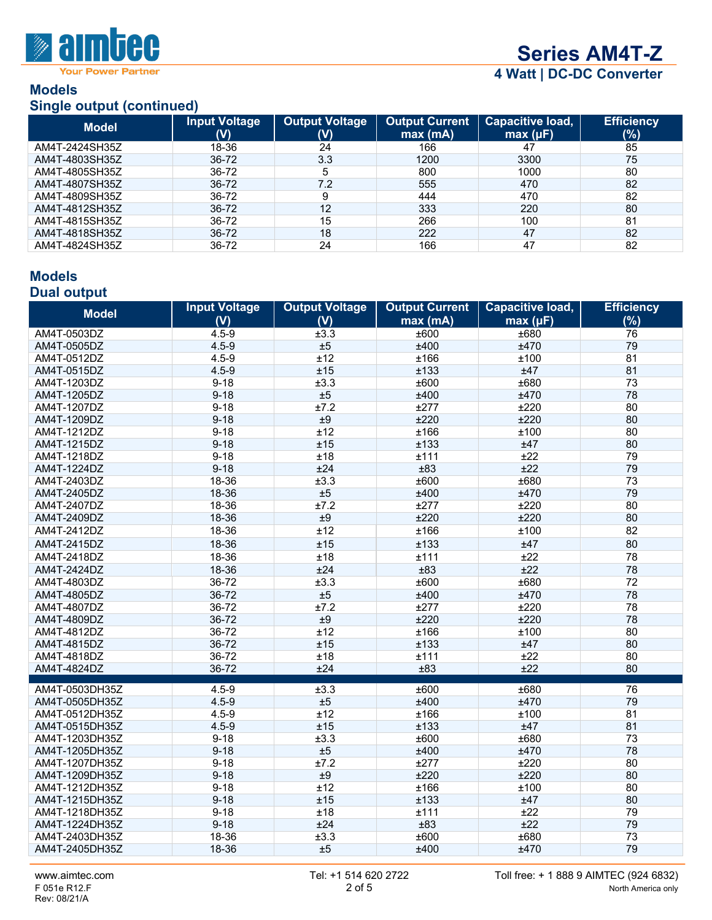## Models

### Single output (continued)

| Model | Input Voltage (V) | Output Voltage (V) | Output Current max (mA) | Capacitive load, max (µF) | Efficiency (%) |
|---|---|---|---|---|---|
| AM4T-2424SH35Z | 18-36 | 24 | 166 | 47 | 85 |
| AM4T-4803SH35Z | 36-72 | 3.3 | 1200 | 3300 | 75 |
| AM4T-4805SH35Z | 36-72 | 5 | 800 | 1000 | 80 |
| AM4T-4807SH35Z | 36-72 | 7.2 | 555 | 470 | 82 |
| AM4T-4809SH35Z | 36-72 | 9 | 444 | 470 | 82 |
| AM4T-4812SH35Z | 36-72 | 12 | 333 | 220 | 80 |
| AM4T-4815SH35Z | 36-72 | 15 | 266 | 100 | 81 |
| AM4T-4818SH35Z | 36-72 | 18 | 222 | 47 | 82 |
| AM4T-4824SH35Z | 36-72 | 24 | 166 | 47 | 82 |

## Models

### Dual output

| Model | Input Voltage (V) | Output Voltage (V) | Output Current max (mA) | Capacitive load, max (µF) | Efficiency (%) |
|---|---|---|---|---|---|
| AM4T-0503DZ | 4.5-9 | ±3.3 | ±600 | ±680 | 76 |
| AM4T-0505DZ | 4.5-9 | ±5 | ±400 | ±470 | 79 |
| AM4T-0512DZ | 4.5-9 | ±12 | ±166 | ±100 | 81 |
| AM4T-0515DZ | 4.5-9 | ±15 | ±133 | ±47 | 81 |
| AM4T-1203DZ | 9-18 | ±3.3 | ±600 | ±680 | 73 |
| AM4T-1205DZ | 9-18 | ±5 | ±400 | ±470 | 78 |
| AM4T-1207DZ | 9-18 | ±7.2 | ±277 | ±220 | 80 |
| AM4T-1209DZ | 9-18 | ±9 | ±220 | ±220 | 80 |
| AM4T-1212DZ | 9-18 | ±12 | ±166 | ±100 | 80 |
| AM4T-1215DZ | 9-18 | ±15 | ±133 | ±47 | 80 |
| AM4T-1218DZ | 9-18 | ±18 | ±111 | ±22 | 79 |
| AM4T-1224DZ | 9-18 | ±24 | ±83 | ±22 | 79 |
| AM4T-2403DZ | 18-36 | ±3.3 | ±600 | ±680 | 73 |
| AM4T-2405DZ | 18-36 | ±5 | ±400 | ±470 | 79 |
| AM4T-2407DZ | 18-36 | ±7.2 | ±277 | ±220 | 80 |
| AM4T-2409DZ | 18-36 | ±9 | ±220 | ±220 | 80 |
| AM4T-2412DZ | 18-36 | ±12 | ±166 | ±100 | 82 |
| AM4T-2415DZ | 18-36 | ±15 | ±133 | ±47 | 80 |
| AM4T-2418DZ | 18-36 | ±18 | ±111 | ±22 | 78 |
| AM4T-2424DZ | 18-36 | ±24 | ±83 | ±22 | 78 |
| AM4T-4803DZ | 36-72 | ±3.3 | ±600 | ±680 | 72 |
| AM4T-4805DZ | 36-72 | ±5 | ±400 | ±470 | 78 |
| AM4T-4807DZ | 36-72 | ±7.2 | ±277 | ±220 | 78 |
| AM4T-4809DZ | 36-72 | ±9 | ±220 | ±220 | 78 |
| AM4T-4812DZ | 36-72 | ±12 | ±166 | ±100 | 80 |
| AM4T-4815DZ | 36-72 | ±15 | ±133 | ±47 | 80 |
| AM4T-4818DZ | 36-72 | ±18 | ±111 | ±22 | 80 |
| AM4T-4824DZ | 36-72 | ±24 | ±83 | ±22 | 80 |
| AM4T-0503DH35Z | 4.5-9 | ±3.3 | ±600 | ±680 | 76 |
| AM4T-0505DH35Z | 4.5-9 | ±5 | ±400 | ±470 | 79 |
| AM4T-0512DH35Z | 4.5-9 | ±12 | ±166 | ±100 | 81 |
| AM4T-0515DH35Z | 4.5-9 | ±15 | ±133 | ±47 | 81 |
| AM4T-1203DH35Z | 9-18 | ±3.3 | ±600 | ±680 | 73 |
| AM4T-1205DH35Z | 9-18 | ±5 | ±400 | ±470 | 78 |
| AM4T-1207DH35Z | 9-18 | ±7.2 | ±277 | ±220 | 80 |
| AM4T-1209DH35Z | 9-18 | ±9 | ±220 | ±220 | 80 |
| AM4T-1212DH35Z | 9-18 | ±12 | ±166 | ±100 | 80 |
| AM4T-1215DH35Z | 9-18 | ±15 | ±133 | ±47 | 80 |
| AM4T-1218DH35Z | 9-18 | ±18 | ±111 | ±22 | 79 |
| AM4T-1224DH35Z | 9-18 | ±24 | ±83 | ±22 | 79 |
| AM4T-2403DH35Z | 18-36 | ±3.3 | ±600 | ±680 | 73 |
| AM4T-2405DH35Z | 18-36 | ±5 | ±400 | ±470 | 79 |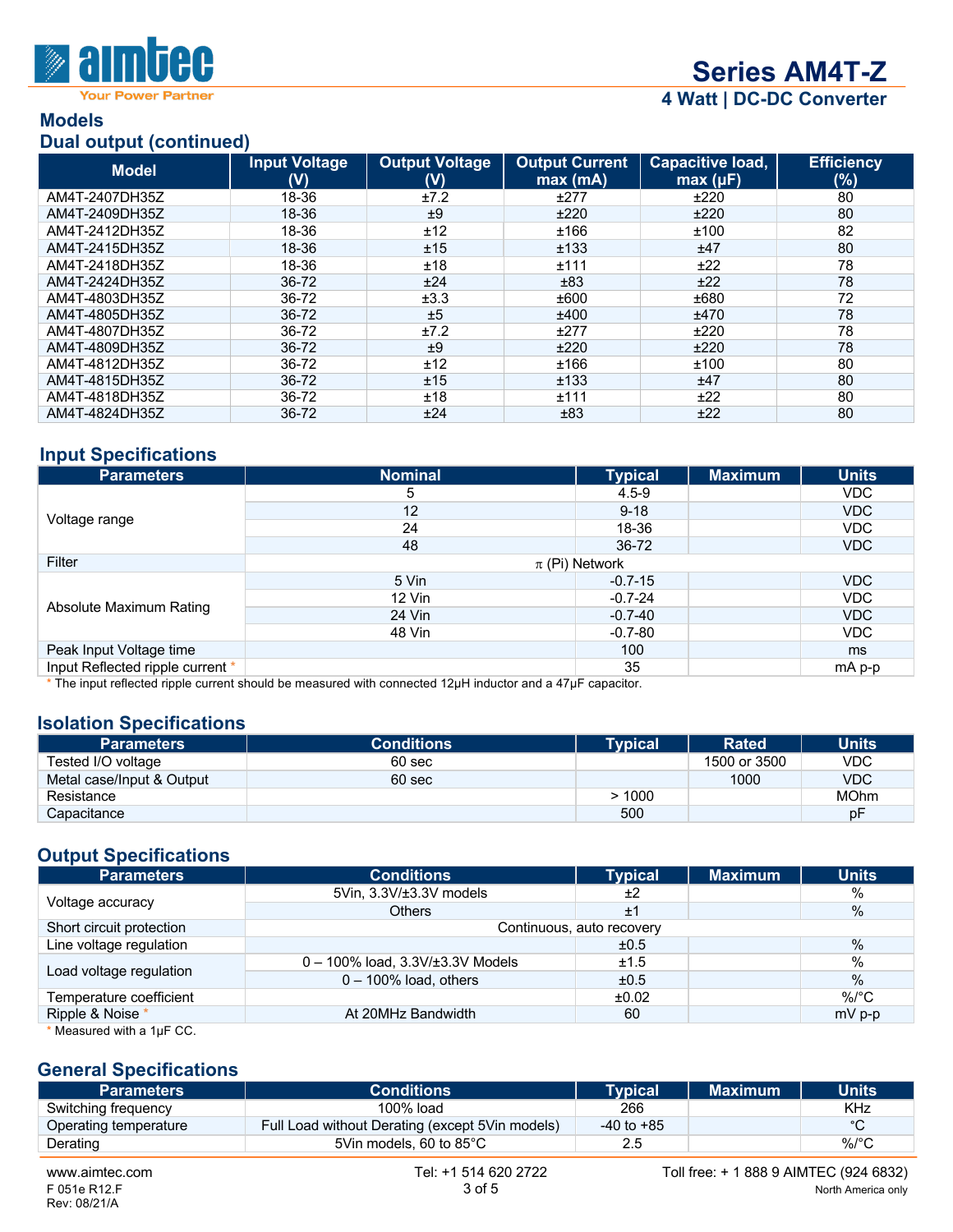## Models

### Dual output (continued)

| Model | Input Voltage (V) | Output Voltage (V) | Output Current max (mA) | Capacitive load, max (µF) | Efficiency (%) |
|---|---|---|---|---|---|
| AM4T-2407DH35Z | 18-36 | ±7.2 | ±277 | ±220 | 80 |
| AM4T-2409DH35Z | 18-36 | ±9 | ±220 | ±220 | 80 |
| AM4T-2412DH35Z | 18-36 | ±12 | ±166 | ±100 | 82 |
| AM4T-2415DH35Z | 18-36 | ±15 | ±133 | ±47 | 80 |
| AM4T-2418DH35Z | 18-36 | ±18 | ±111 | ±22 | 78 |
| AM4T-2424DH35Z | 36-72 | ±24 | ±83 | ±22 | 78 |
| AM4T-4803DH35Z | 36-72 | ±3.3 | ±600 | ±680 | 72 |
| AM4T-4805DH35Z | 36-72 | ±5 | ±400 | ±470 | 78 |
| AM4T-4807DH35Z | 36-72 | ±7.2 | ±277 | ±220 | 78 |
| AM4T-4809DH35Z | 36-72 | ±9 | ±220 | ±220 | 78 |
| AM4T-4812DH35Z | 36-72 | ±12 | ±166 | ±100 | 80 |
| AM4T-4815DH35Z | 36-72 | ±15 | ±133 | ±47 | 80 |
| AM4T-4818DH35Z | 36-72 | ±18 | ±111 | ±22 | 80 |
| AM4T-4824DH35Z | 36-72 | ±24 | ±83 | ±22 | 80 |

## Input Specifications

| Parameters | Nominal | Typical | Maximum | Units |
|---|---|---|---|---|
| Voltage range | 5 | 4.5-9 | | VDC |
| | 12 | 9-18 | | VDC |
| | 24 | 18-36 | | VDC |
| | 48 | 36-72 | | VDC |
| Filter | π (Pi) Network | | | |
| Absolute Maximum Rating | 5 Vin | -0.7-15 | | VDC |
| | 12 Vin | -0.7-24 | | VDC |
| | 24 Vin | -0.7-40 | | VDC |
| | 48 Vin | -0.7-80 | | VDC |
| Peak Input Voltage time | | 100 | | ms |
| Input Reflected ripple current * | | 35 | | mA p-p |

* The input reflected ripple current should be measured with connected 12µH inductor and a 47µF capacitor.

## Isolation Specifications

| Parameters | Conditions | Typical | Rated | Units |
|---|---|---|---|---|
| Tested I/O voltage | 60 sec | | 1500 or 3500 | VDC |
| Metal case/Input & Output | 60 sec | | 1000 | VDC |
| Resistance | | > 1000 | | MOhm |
| Capacitance | | 500 | | pF |

## Output Specifications

| Parameters | Conditions | Typical | Maximum | Units |
|---|---|---|---|---|
| Voltage accuracy | 5Vin, 3.3V/±3.3V models | ±2 | | % |
| | Others | ±1 | | % |
| Short circuit protection | Continuous, auto recovery | | | |
| Line voltage regulation | | ±0.5 | | % |
| Load voltage regulation | 0 – 100% load, 3.3V/±3.3V Models | ±1.5 | | % |
| | 0 – 100% load, others | ±0.5 | | % |
| Temperature coefficient | | ±0.02 | | %/°C |
| Ripple & Noise * | At 20MHz Bandwidth | 60 | | mV p-p |

* Measured with a 1µF CC.

## General Specifications

| Parameters | Conditions | Typical | Maximum | Units |
|---|---|---|---|---|
| Switching frequency | 100% load | 266 | | KHz |
| Operating temperature | Full Load without Derating (except 5Vin models) | -40 to +85 | | °C |
| Derating | 5Vin models, 60 to 85°C | 2.5 | | %/°C |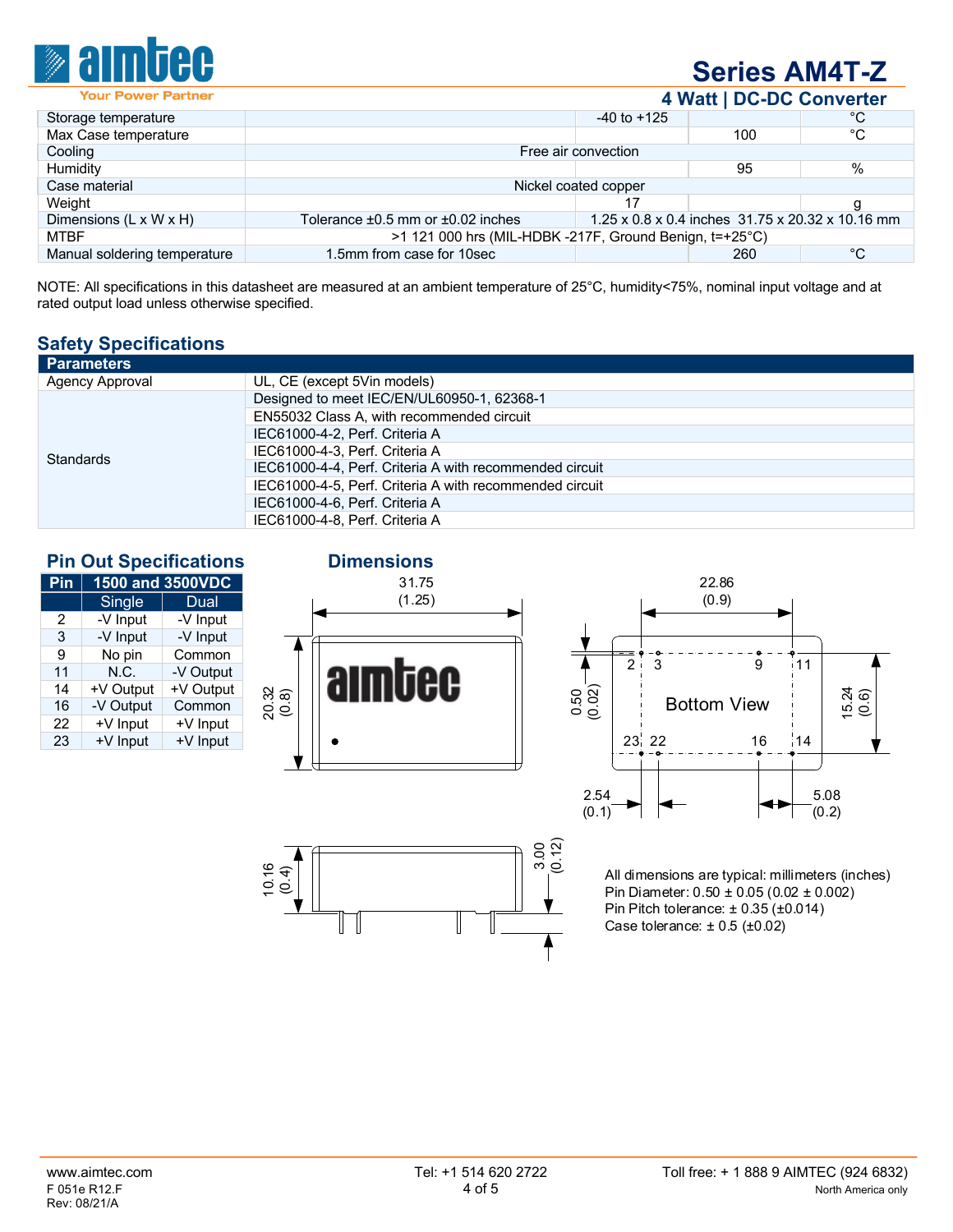| | | | | |
|---|---|---|---|---|
| Storage temperature | | -40 to +125 | | °C |
| Max Case temperature | | | 100 | °C |
| Cooling | Free air convection | | | |
| Humidity | | | 95 | % |
| Case material | Nickel coated copper | | | |
| Weight | | 17 | | g |
| Dimensions (L x W x H) | Tolerance ±0.5 mm or ±0.02 inches | 1.25 x 0.8 x 0.4 inches 31.75 x 20.32 x 10.16 mm | | |
| MTBF | >1 121 000 hrs (MIL-HDBK -217F, Ground Benign, t=+25°C) | | | |
| Manual soldering temperature | 1.5mm from case for 10sec | | 260 | °C |

NOTE: All specifications in this datasheet are measured at an ambient temperature of 25°C, humidity<75%, nominal input voltage and at rated output load unless otherwise specified.

## Safety Specifications

| Parameters | |
|---|---|
| Agency Approval | UL, CE (except 5Vin models) |
| Standards | Designed to meet IEC/EN/UL60950-1, 62368-1 |
| | EN55032 Class A, with recommended circuit |
| | IEC61000-4-2, Perf. Criteria A |
| | IEC61000-4-3, Perf. Criteria A |
| | IEC61000-4-4, Perf. Criteria A with recommended circuit |
| | IEC61000-4-5, Perf. Criteria A with recommended circuit |
| | IEC61000-4-6, Perf. Criteria A |
| | IEC61000-4-8, Perf. Criteria A |

## Pin Out Specifications

| Pin | 1500 and 3500VDC | |
|---|---|---|
| | Single | Dual |
| 2 | -V Input | -V Input |
| 3 | -V Input | -V Input |
| 9 | No pin | Common |
| 11 | N.C. | -V Output |
| 14 | +V Output | +V Output |
| 16 | -V Output | Common |
| 22 | +V Input | +V Input |
| 23 | +V Input | +V Input |

## Dimensions

All dimensions are typical: millimeters (inches)
Pin Diameter: 0.50 ± 0.05 (0.02 ± 0.002)
Pin Pitch tolerance: ± 0.35 (±0.014)
Case tolerance: ± 0.5 (±0.02)

www.aimtec.com
F 051e R12.F
Rev: 08/21/A
Tel: +1 514 620 2722
Toll free: + 1 888 9 AIMTEC (924 6832)
North America only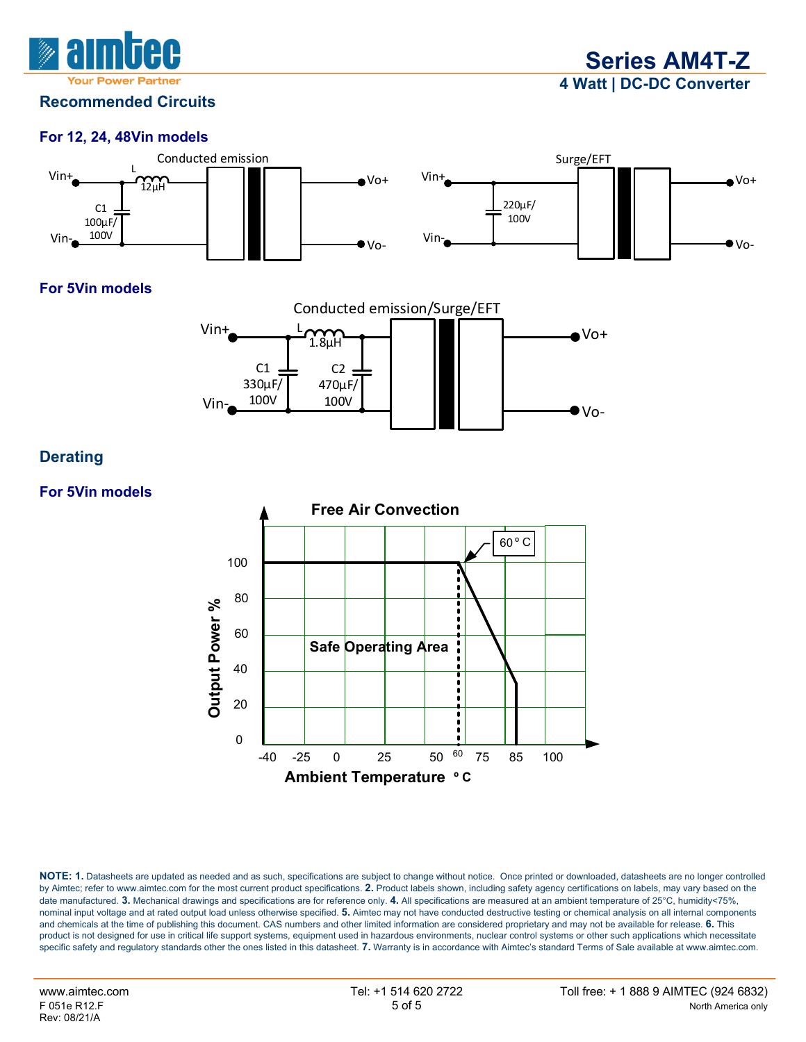## Recommended Circuits

### For 12, 24, 48Vin models

Conducted emission

Vin+
L
12µH
C1
100µF/
100V
Vin-
Vo+
Vo-

Surge/EFT

Vin+
220µF/
100V
Vin-
Vo+
Vo-

### For 5Vin models

Conducted emission/Surge/EFT

Vin+
L
1.8µH
C1
330µF/
100V
C2
470µF/
100V
Vin-
Vo+
Vo-

## Derating

### For 5Vin models

Free Air Convection

60° C

Safe Operating Area

Output Power %

100
80
60
40
20
0

-40 -25 0 25 50 60 75 85 100

Ambient Temperature °C

**NOTE: 1.** Datasheets are updated as needed and as such, specifications are subject to change without notice. Once printed or downloaded, datasheets are no longer controlled by Aimtec; refer to www.aimtec.com for the most current product specifications. **2.** Product labels shown, including safety agency certifications on labels, may vary based on the date manufactured. **3.** Mechanical drawings and specifications are for reference only. **4.** All specifications are measured at an ambient temperature of 25°C, humidity<75%, nominal input voltage and at rated output load unless otherwise specified. **5.** Aimtec may not have conducted destructive testing or chemical analysis on all internal components and chemicals at the time of publishing this document. CAS numbers and other limited information are considered proprietary and may not be available for release. **6.** This product is not designed for use in critical life support systems, equipment used in hazardous environments, nuclear control systems or other such applications which necessitate specific safety and regulatory standards other the ones listed in this datasheet. **7.** Warranty is in accordance with Aimtec's standard Terms of Sale available at www.aimtec.com.